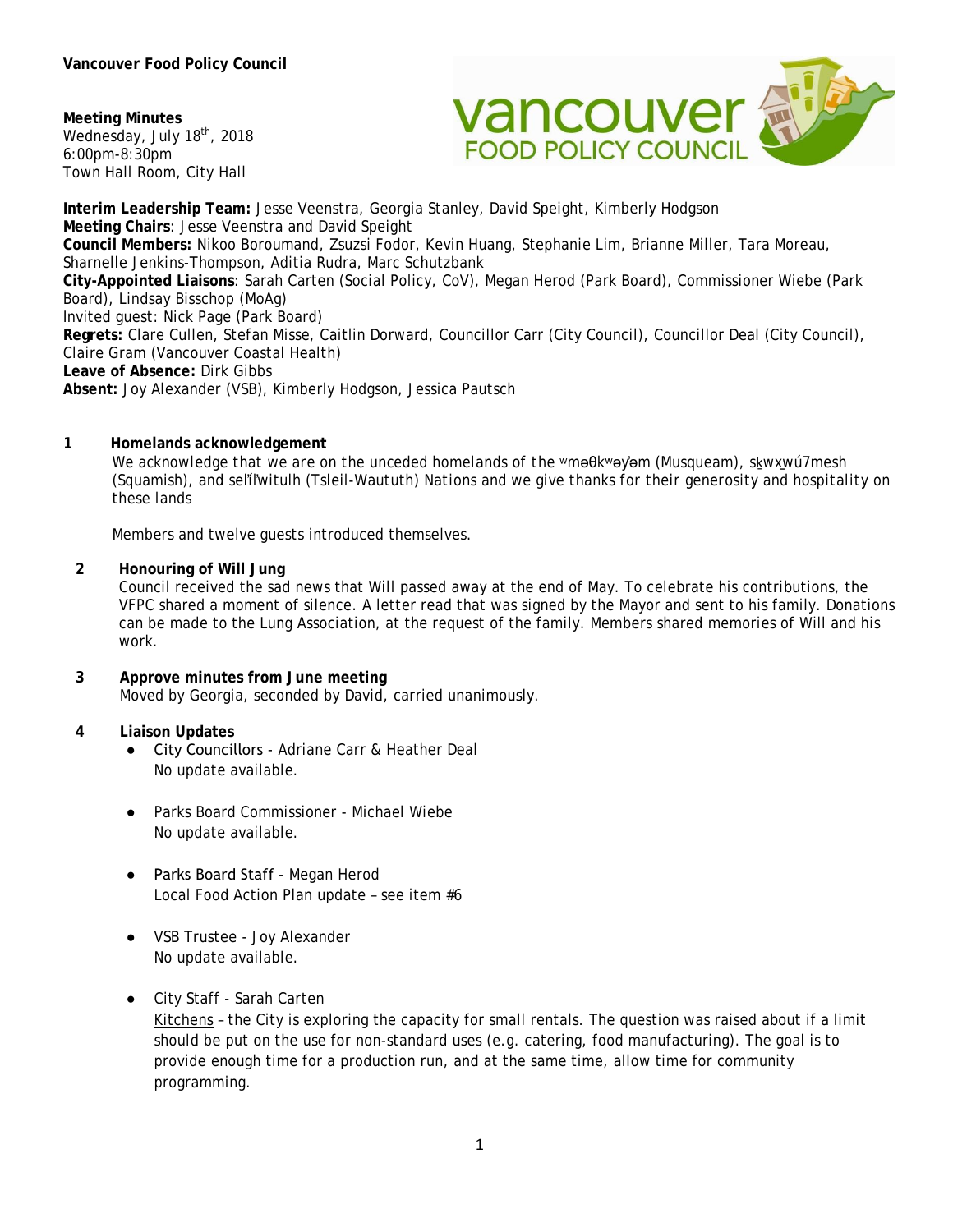**Vancouver Food Policy Council**

**Meeting Minutes**
Wednesday, July 18th, 2018
6:00pm-8:30pm
Town Hall Room, City Hall

**Interim Leadership Team:** Jesse Veenstra, Georgia Stanley, David Speight, Kimberly Hodgson
**Meeting Chairs**: Jesse Veenstra and David Speight
**Council Members:** Nikoo Boroumand, Zsuzsi Fodor, Kevin Huang, Stephanie Lim, Brianne Miller, Tara Moreau, Sharnelle Jenkins-Thompson, Aditia Rudra, Marc Schutzbank
**City-Appointed Liaisons**: Sarah Carten (Social Policy, CoV), Megan Herod (Park Board), Commissioner Wiebe (Park Board), Lindsay Bisschop (MoAg)
Invited guest: Nick Page (Park Board)
**Regrets:** Clare Cullen, Stefan Misse, Caitlin Dorward, Councillor Carr (City Council), Councillor Deal (City Council), Claire Gram (Vancouver Coastal Health)
**Leave of Absence:** Dirk Gibbs
**Absent:** Joy Alexander (VSB), Kimberly Hodgson, Jessica Pautsch

## 1 Homelands acknowledgement

We acknowledge that we are on the unceded homelands of the ʷməθkʷəy̓əm (Musqueam), sḵwx̱wú7mesh (Squamish), and səl̓ílwitulh (Tsleil-Waututh) Nations and we give thanks for their generosity and hospitality on these lands

Members and twelve guests introduced themselves.

## 2 Honouring of Will Jung

Council received the sad news that Will passed away at the end of May. To celebrate his contributions, the VFPC shared a moment of silence. A letter read that was signed by the Mayor and sent to his family. Donations can be made to the Lung Association, at the request of the family. Members shared memories of Will and his work.

## 3 Approve minutes from June meeting

Moved by Georgia, seconded by David, carried unanimously.

## 4 Liaison Updates

- City Councillors - Adriane Carr & Heather Deal
  No update available.

- Parks Board Commissioner - Michael Wiebe
  No update available.

- Parks Board Staff - Megan Herod
  Local Food Action Plan update – see item #6

- VSB Trustee - Joy Alexander
  No update available.

- City Staff - Sarah Carten
  Kitchens – the City is exploring the capacity for small rentals. The question was raised about if a limit should be put on the use for non-standard uses (e.g. catering, food manufacturing). The goal is to provide enough time for a production run, and at the same time, allow time for community programming.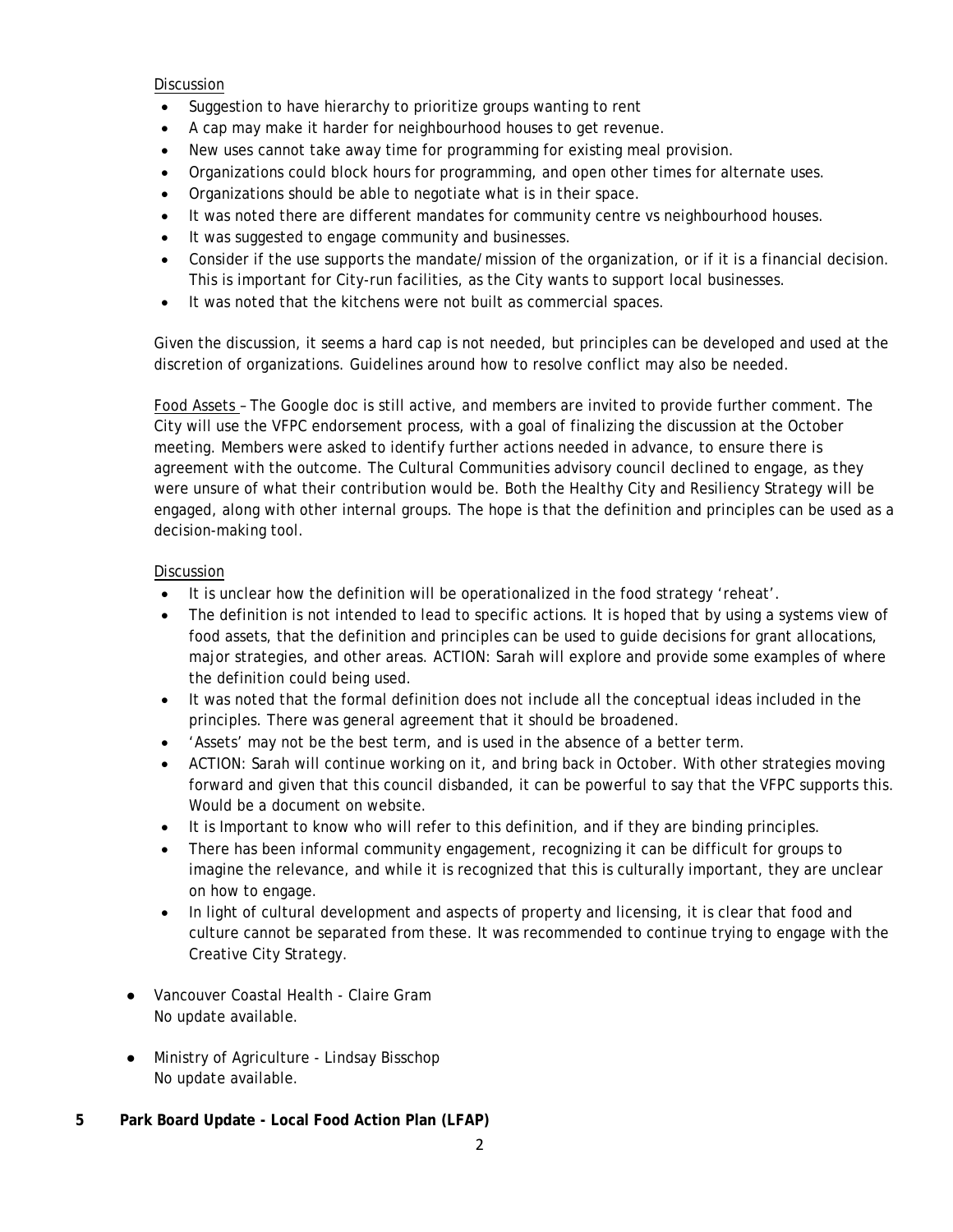Discussion

- Suggestion to have hierarchy to prioritize groups wanting to rent
- A cap may make it harder for neighbourhood houses to get revenue.
- New uses cannot take away time for programming for existing meal provision.
- Organizations could block hours for programming, and open other times for alternate uses.
- Organizations should be able to negotiate what is in their space.
- It was noted there are different mandates for community centre vs neighbourhood houses.
- It was suggested to engage community and businesses.
- Consider if the use supports the mandate/mission of the organization, or if it is a financial decision. This is important for City-run facilities, as the City wants to support local businesses.
- It was noted that the kitchens were not built as commercial spaces.

Given the discussion, it seems a hard cap is not needed, but principles can be developed and used at the discretion of organizations. Guidelines around how to resolve conflict may also be needed.

Food Assets – The Google doc is still active, and members are invited to provide further comment. The City will use the VFPC endorsement process, with a goal of finalizing the discussion at the October meeting. Members were asked to identify further actions needed in advance, to ensure there is agreement with the outcome. The Cultural Communities advisory council declined to engage, as they were unsure of what their contribution would be. Both the Healthy City and Resiliency Strategy will be engaged, along with other internal groups. The hope is that the definition and principles can be used as a decision-making tool.

Discussion

- It is unclear how the definition will be operationalized in the food strategy 'reheat'.
- The definition is not intended to lead to specific actions. It is hoped that by using a systems view of food assets, that the definition and principles can be used to guide decisions for grant allocations, major strategies, and other areas. ACTION: Sarah will explore and provide some examples of where the definition could being used.
- It was noted that the formal definition does not include all the conceptual ideas included in the principles. There was general agreement that it should be broadened.
- 'Assets' may not be the best term, and is used in the absence of a better term.
- ACTION: Sarah will continue working on it, and bring back in October. With other strategies moving forward and given that this council disbanded, it can be powerful to say that the VFPC supports this. Would be a document on website.
- It is Important to know who will refer to this definition, and if they are binding principles.
- There has been informal community engagement, recognizing it can be difficult for groups to imagine the relevance, and while it is recognized that this is culturally important, they are unclear on how to engage.
- In light of cultural development and aspects of property and licensing, it is clear that food and culture cannot be separated from these. It was recommended to continue trying to engage with the Creative City Strategy.

- Vancouver Coastal Health - Claire Gram
  No update available.

- Ministry of Agriculture - Lindsay Bisschop
  No update available.

**5 Park Board Update - Local Food Action Plan (LFAP)**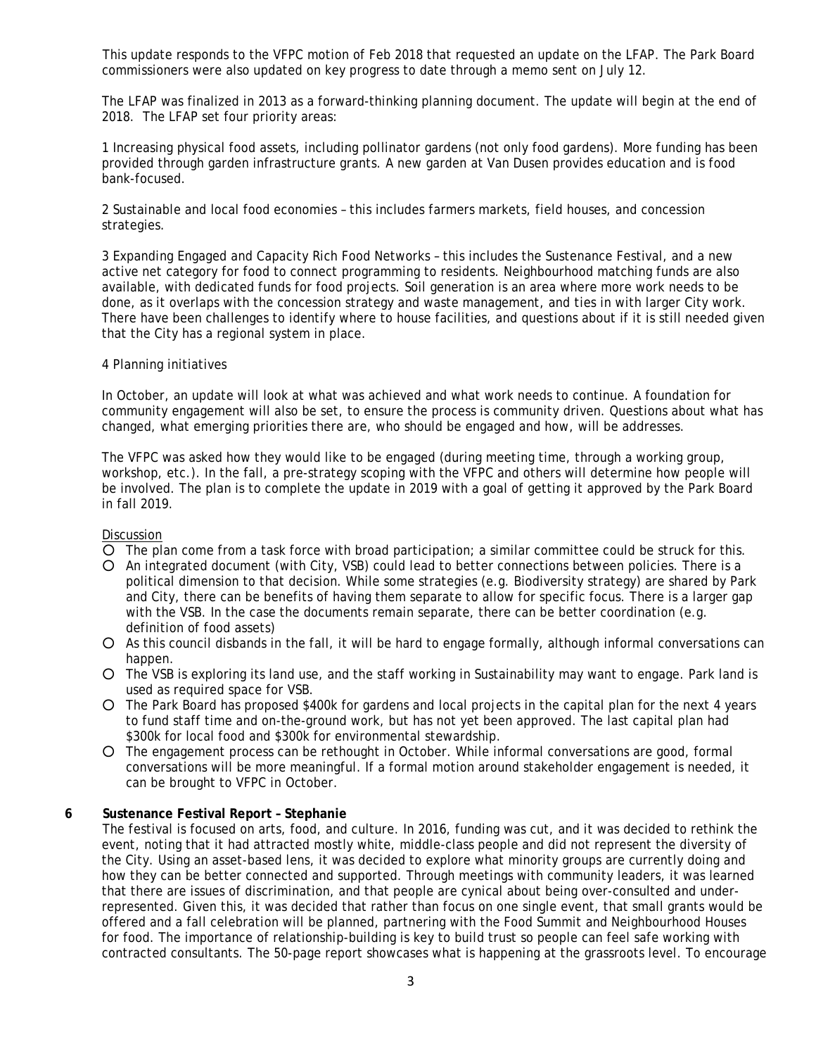This update responds to the VFPC motion of Feb 2018 that requested an update on the LFAP. The Park Board commissioners were also updated on key progress to date through a memo sent on July 12.

The LFAP was finalized in 2013 as a forward-thinking planning document. The update will begin at the end of 2018. The LFAP set four priority areas:

1 Increasing physical food assets, including pollinator gardens (not only food gardens). More funding has been provided through garden infrastructure grants. A new garden at Van Dusen provides education and is food bank-focused.

2 Sustainable and local food economies – this includes farmers markets, field houses, and concession strategies.

3 Expanding Engaged and Capacity Rich Food Networks – this includes the Sustenance Festival, and a new active net category for food to connect programming to residents. Neighbourhood matching funds are also available, with dedicated funds for food projects. Soil generation is an area where more work needs to be done, as it overlaps with the concession strategy and waste management, and ties in with larger City work. There have been challenges to identify where to house facilities, and questions about if it is still needed given that the City has a regional system in place.

4 Planning initiatives

In October, an update will look at what was achieved and what work needs to continue. A foundation for community engagement will also be set, to ensure the process is community driven. Questions about what has changed, what emerging priorities there are, who should be engaged and how, will be addresses.

The VFPC was asked how they would like to be engaged (during meeting time, through a working group, workshop, etc.). In the fall, a pre-strategy scoping with the VFPC and others will determine how people will be involved. The plan is to complete the update in 2019 with a goal of getting it approved by the Park Board in fall 2019.

Discussion

- The plan come from a task force with broad participation; a similar committee could be struck for this.
- An integrated document (with City, VSB) could lead to better connections between policies. There is a political dimension to that decision. While some strategies (e.g. Biodiversity strategy) are shared by Park and City, there can be benefits of having them separate to allow for specific focus. There is a larger gap with the VSB. In the case the documents remain separate, there can be better coordination (e.g. definition of food assets)
- As this council disbands in the fall, it will be hard to engage formally, although informal conversations can happen.
- The VSB is exploring its land use, and the staff working in Sustainability may want to engage. Park land is used as required space for VSB.
- The Park Board has proposed $400k for gardens and local projects in the capital plan for the next 4 years to fund staff time and on-the-ground work, but has not yet been approved. The last capital plan had $300k for local food and $300k for environmental stewardship.
- The engagement process can be rethought in October. While informal conversations are good, formal conversations will be more meaningful. If a formal motion around stakeholder engagement is needed, it can be brought to VFPC in October.

**6 Sustenance Festival Report – Stephanie**

The festival is focused on arts, food, and culture. In 2016, funding was cut, and it was decided to rethink the event, noting that it had attracted mostly white, middle-class people and did not represent the diversity of the City. Using an asset-based lens, it was decided to explore what minority groups are currently doing and how they can be better connected and supported. Through meetings with community leaders, it was learned that there are issues of discrimination, and that people are cynical about being over-consulted and under-represented. Given this, it was decided that rather than focus on one single event, that small grants would be offered and a fall celebration will be planned, partnering with the Food Summit and Neighbourhood Houses for food. The importance of relationship-building is key to build trust so people can feel safe working with contracted consultants. The 50-page report showcases what is happening at the grassroots level. To encourage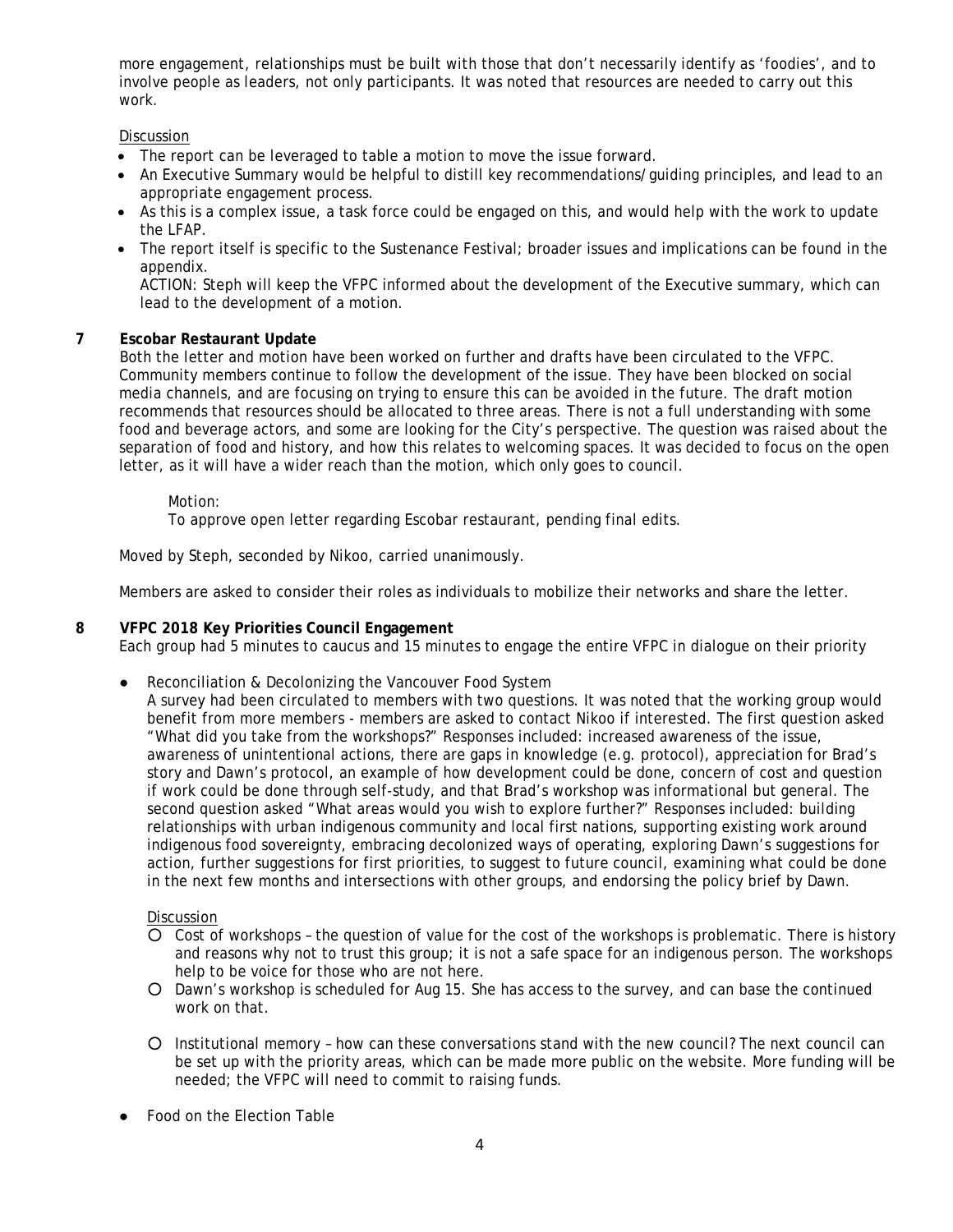more engagement, relationships must be built with those that don't necessarily identify as 'foodies', and to involve people as leaders, not only participants. It was noted that resources are needed to carry out this work.

Discussion

- The report can be leveraged to table a motion to move the issue forward.
- An Executive Summary would be helpful to distill key recommendations/guiding principles, and lead to an appropriate engagement process.
- As this is a complex issue, a task force could be engaged on this, and would help with the work to update the LFAP.
- The report itself is specific to the Sustenance Festival; broader issues and implications can be found in the appendix.

  ACTION: Steph will keep the VFPC informed about the development of the Executive summary, which can lead to the development of a motion.

**7 Escobar Restaurant Update**

Both the letter and motion have been worked on further and drafts have been circulated to the VFPC. Community members continue to follow the development of the issue. They have been blocked on social media channels, and are focusing on trying to ensure this can be avoided in the future. The draft motion recommends that resources should be allocated to three areas. There is not a full understanding with some food and beverage actors, and some are looking for the City's perspective. The question was raised about the separation of food and history, and how this relates to welcoming spaces. It was decided to focus on the open letter, as it will have a wider reach than the motion, which only goes to council.

Motion:
To approve open letter regarding Escobar restaurant, pending final edits.

Moved by Steph, seconded by Nikoo, carried unanimously.

Members are asked to consider their roles as individuals to mobilize their networks and share the letter.

**8 VFPC 2018 Key Priorities Council Engagement**

Each group had 5 minutes to caucus and 15 minutes to engage the entire VFPC in dialogue on their priority

- Reconciliation & Decolonizing the Vancouver Food System

  A survey had been circulated to members with two questions. It was noted that the working group would benefit from more members - members are asked to contact Nikoo if interested. The first question asked "What did you take from the workshops?" Responses included: increased awareness of the issue, awareness of unintentional actions, there are gaps in knowledge (e.g. protocol), appreciation for Brad's story and Dawn's protocol, an example of how development could be done, concern of cost and question if work could be done through self-study, and that Brad's workshop was informational but general. The second question asked "What areas would you wish to explore further?" Responses included: building relationships with urban indigenous community and local first nations, supporting existing work around indigenous food sovereignty, embracing decolonized ways of operating, exploring Dawn's suggestions for action, further suggestions for first priorities, to suggest to future council, examining what could be done in the next few months and intersections with other groups, and endorsing the policy brief by Dawn.

  Discussion

  - Cost of workshops – the question of value for the cost of the workshops is problematic. There is history and reasons why not to trust this group; it is not a safe space for an indigenous person. The workshops help to be voice for those who are not here.
  - Dawn's workshop is scheduled for Aug 15. She has access to the survey, and can base the continued work on that.
  - Institutional memory – how can these conversations stand with the new council? The next council can be set up with the priority areas, which can be made more public on the website. More funding will be needed; the VFPC will need to commit to raising funds.

- Food on the Election Table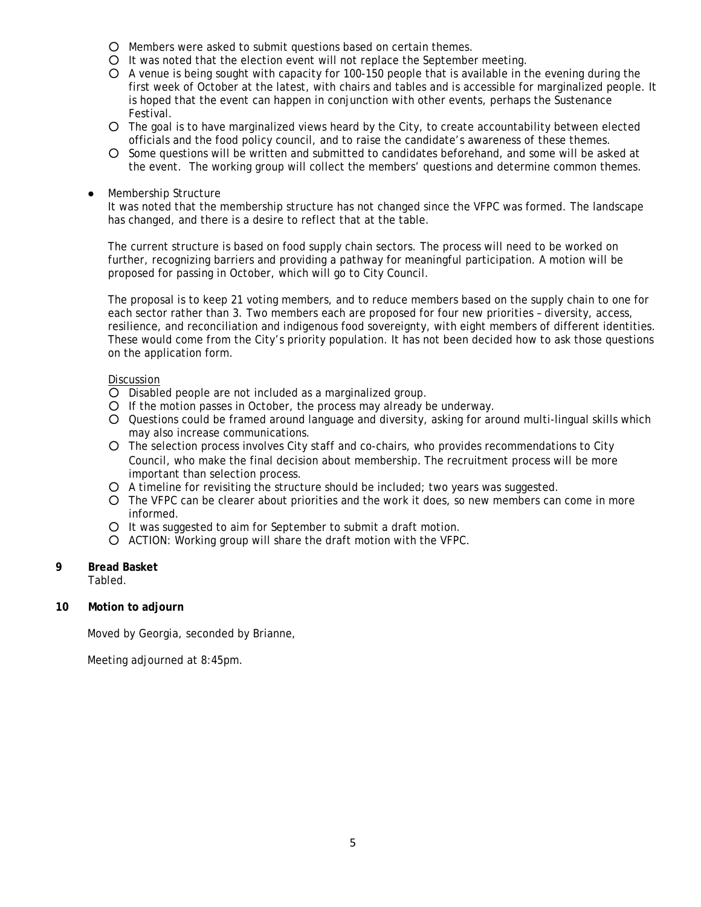- Members were asked to submit questions based on certain themes.
- It was noted that the election event will not replace the September meeting.
- A venue is being sought with capacity for 100-150 people that is available in the evening during the first week of October at the latest, with chairs and tables and is accessible for marginalized people. It is hoped that the event can happen in conjunction with other events, perhaps the Sustenance Festival.
- The goal is to have marginalized views heard by the City, to create accountability between elected officials and the food policy council, and to raise the candidate's awareness of these themes.
- Some questions will be written and submitted to candidates beforehand, and some will be asked at the event. The working group will collect the members' questions and determine common themes.

- Membership Structure

  It was noted that the membership structure has not changed since the VFPC was formed. The landscape has changed, and there is a desire to reflect that at the table.

  The current structure is based on food supply chain sectors. The process will need to be worked on further, recognizing barriers and providing a pathway for meaningful participation. A motion will be proposed for passing in October, which will go to City Council.

  The proposal is to keep 21 voting members, and to reduce members based on the supply chain to one for each sector rather than 3. Two members each are proposed for four new priorities – diversity, access, resilience, and reconciliation and indigenous food sovereignty, with eight members of different identities. These would come from the City's priority population. It has not been decided how to ask those questions on the application form.

  Discussion
  - Disabled people are not included as a marginalized group.
  - If the motion passes in October, the process may already be underway.
  - Questions could be framed around language and diversity, asking for around multi-lingual skills which may also increase communications.
  - The selection process involves City staff and co-chairs, who provides recommendations to City Council, who make the final decision about membership. The recruitment process will be more important than selection process.
  - A timeline for revisiting the structure should be included; two years was suggested.
  - The VFPC can be clearer about priorities and the work it does, so new members can come in more informed.
  - It was suggested to aim for September to submit a draft motion.
  - ACTION: Working group will share the draft motion with the VFPC.

**9 Bread Basket**

Tabled.

**10 Motion to adjourn**

Moved by Georgia, seconded by Brianne,

Meeting adjourned at 8:45pm.